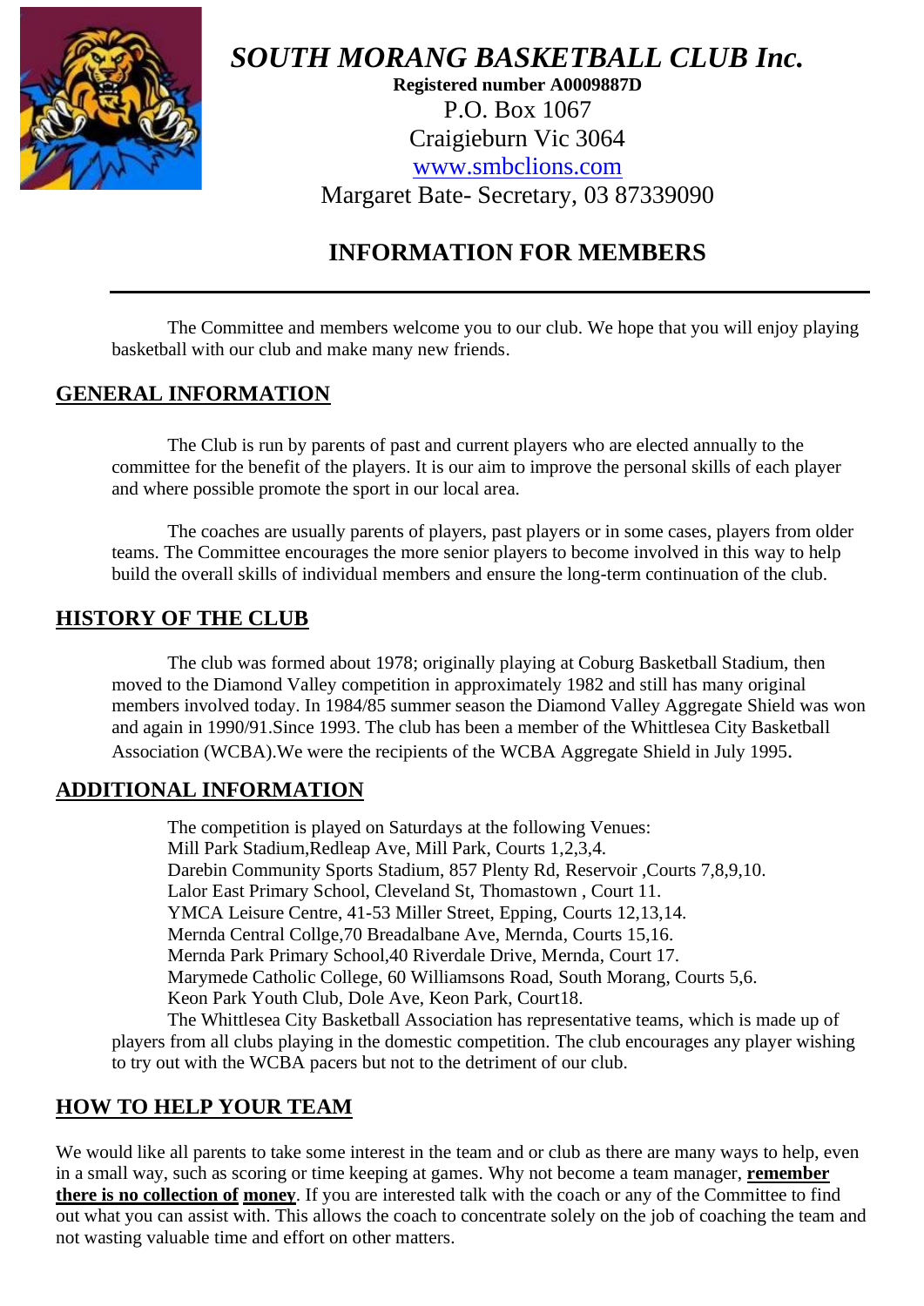# *SOUTH MORANG BASKETBALL CLUB Inc.*

**Registered number A0009887D**

P.O. Box 1067

Craigieburn Vic 3064

www.smbclions.com

Margaret Bate- Secretary, 03 87339090

## INFORMATION FOR MEMBERS

The Committee and members welcome you to our club. We hope that you will enjoy playing basketball with our club and make many new friends.

## GENERAL INFORMATION

The Club is run by parents of past and current players who are elected annually to the committee for the benefit of the players. It is our aim to improve the personal skills of each player and where possible promote the sport in our local area.

The coaches are usually parents of players, past players or in some cases, players from older teams. The Committee encourages the more senior players to become involved in this way to help build the overall skills of individual members and ensure the long-term continuation of the club.

## HISTORY OF THE CLUB

The club was formed about 1978; originally playing at Coburg Basketball Stadium, then moved to the Diamond Valley competition in approximately 1982 and still has many original members involved today. In 1984/85 summer season the Diamond Valley Aggregate Shield was won and again in 1990/91.Since 1993. The club has been a member of the Whittlesea City Basketball Association (WCBA).We were the recipients of the WCBA Aggregate Shield in July 1995.

## ADDITIONAL INFORMATION

The competition is played on Saturdays at the following Venues:
Mill Park Stadium,Redleap Ave, Mill Park, Courts 1,2,3,4.
Darebin Community Sports Stadium, 857 Plenty Rd, Reservoir ,Courts 7,8,9,10.
Lalor East Primary School, Cleveland St, Thomastown , Court 11.
YMCA Leisure Centre, 41-53 Miller Street, Epping, Courts 12,13,14.
Mernda Central Collge,70 Breadalbane Ave, Mernda, Courts 15,16.
Mernda Park Primary School,40 Riverdale Drive, Mernda, Court 17.
Marymede Catholic College, 60 Williamsons Road, South Morang, Courts 5,6.
Keon Park Youth Club, Dole Ave, Keon Park, Court18.

The Whittlesea City Basketball Association has representative teams, which is made up of players from all clubs playing in the domestic competition. The club encourages any player wishing to try out with the WCBA pacers but not to the detriment of our club.

## HOW TO HELP YOUR TEAM

We would like all parents to take some interest in the team and or club as there are many ways to help, even in a small way, such as scoring or time keeping at games. Why not become a team manager, **remember there is no collection of money**. If you are interested talk with the coach or any of the Committee to find out what you can assist with. This allows the coach to concentrate solely on the job of coaching the team and not wasting valuable time and effort on other matters.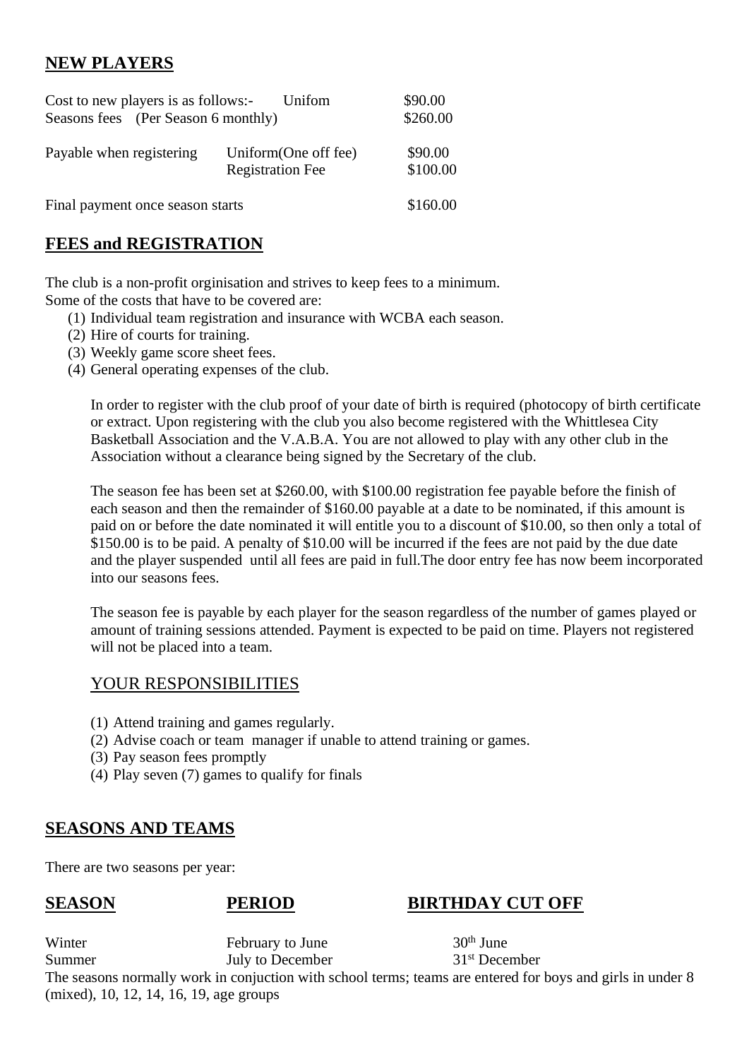## NEW PLAYERS

| | | |
|---|---|---|
| Cost to new players is as follows:- | Unifom | \$90.00 |
| Seasons fees (Per Season 6 monthly) | | \$260.00 |
| Payable when registering | Uniform(One off fee) | \$90.00 |
| | Registration Fee | \$100.00 |
| Final payment once season starts | | \$160.00 |

## FEES and REGISTRATION

The club is a non-profit orginisation and strives to keep fees to a minimum.
Some of the costs that have to be covered are:

(1) Individual team registration and insurance with WCBA each season.
(2) Hire of courts for training.
(3) Weekly game score sheet fees.
(4) General operating expenses of the club.

In order to register with the club proof of your date of birth is required (photocopy of birth certificate or extract. Upon registering with the club you also become registered with the Whittlesea City Basketball Association and the V.A.B.A. You are not allowed to play with any other club in the Association without a clearance being signed by the Secretary of the club.

The season fee has been set at \$260.00, with \$100.00 registration fee payable before the finish of each season and then the remainder of \$160.00 payable at a date to be nominated, if this amount is paid on or before the date nominated it will entitle you to a discount of \$10.00, so then only a total of \$150.00 is to be paid. A penalty of \$10.00 will be incurred if the fees are not paid by the due date and the player suspended until all fees are paid in full.The door entry fee has now beem incorporated into our seasons fees.

The season fee is payable by each player for the season regardless of the number of games played or amount of training sessions attended. Payment is expected to be paid on time. Players not registered will not be placed into a team.

### YOUR RESPONSIBILITIES

(1) Attend training and games regularly.
(2) Advise coach or team manager if unable to attend training or games.
(3) Pay season fees promptly
(4) Play seven (7) games to qualify for finals

## SEASONS AND TEAMS

There are two seasons per year:

| SEASON | PERIOD | BIRTHDAY CUT OFF |
|---|---|---|
| Winter | February to June | 30th June |
| Summer | July to December | 31st December |

The seasons normally work in conjuction with school terms; teams are entered for boys and girls in under 8 (mixed), 10, 12, 14, 16, 19, age groups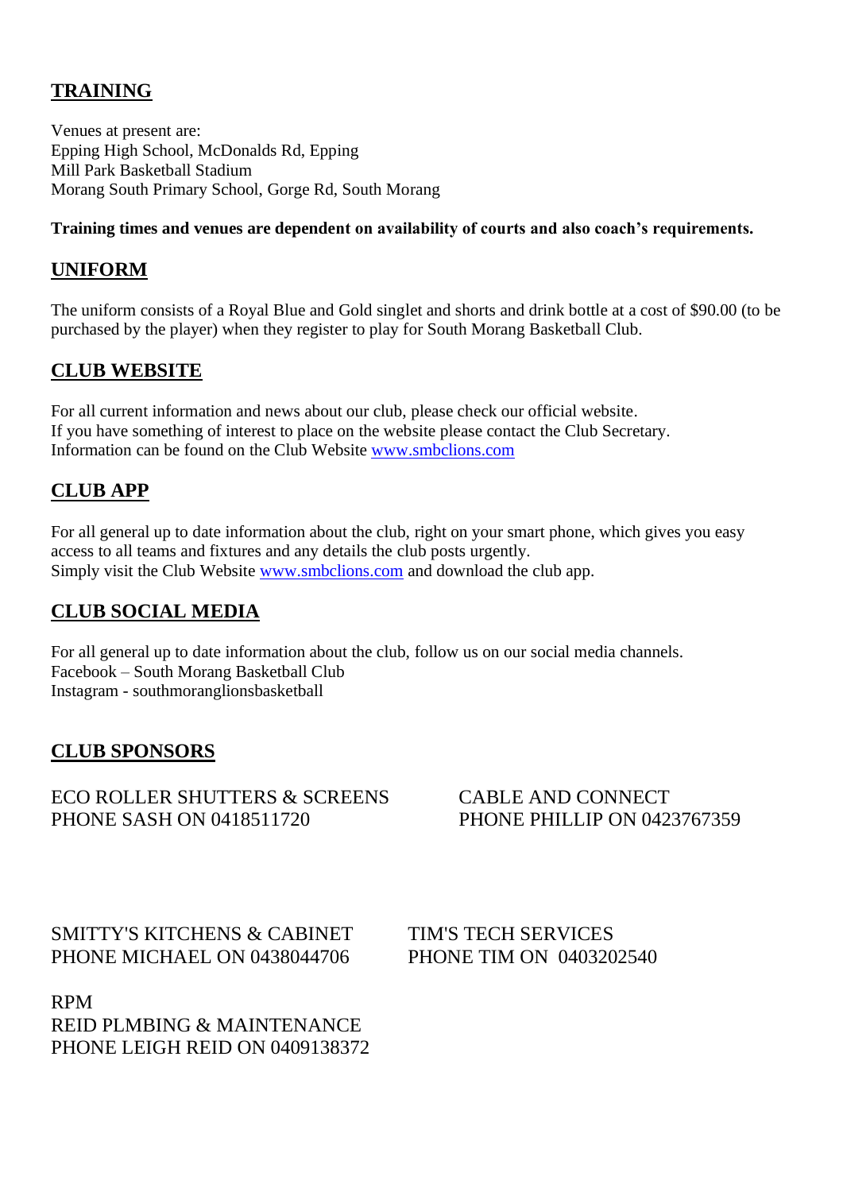## TRAINING

Venues at present are:
Epping High School, McDonalds Rd, Epping
Mill Park Basketball Stadium
Morang South Primary School, Gorge Rd, South Morang

**Training times and venues are dependent on availability of courts and also coach's requirements.**

## UNIFORM

The uniform consists of a Royal Blue and Gold singlet and shorts and drink bottle at a cost of $90.00 (to be purchased by the player) when they register to play for South Morang Basketball Club.

## CLUB WEBSITE

For all current information and news about our club, please check our official website.
If you have something of interest to place on the website please contact the Club Secretary.
Information can be found on the Club Website [www.smbclions.com](http://www.smbclions.com)

## CLUB APP

For all general up to date information about the club, right on your smart phone, which gives you easy access to all teams and fixtures and any details the club posts urgently.
Simply visit the Club Website [www.smbclions.com](http://www.smbclions.com) and download the club app.

## CLUB SOCIAL MEDIA

For all general up to date information about the club, follow us on our social media channels.
Facebook – South Morang Basketball Club
Instagram - southmoranglionsbasketball

## CLUB SPONSORS

ECO ROLLER SHUTTERS & SCREENS
PHONE SASH ON 0418511720

CABLE AND CONNECT
PHONE PHILLIP ON 0423767359

SMITTY'S KITCHENS & CABINET
PHONE MICHAEL ON 0438044706

TIM'S TECH SERVICES
PHONE TIM ON 0403202540

RPM
REID PLMBING & MAINTENANCE
PHONE LEIGH REID ON 0409138372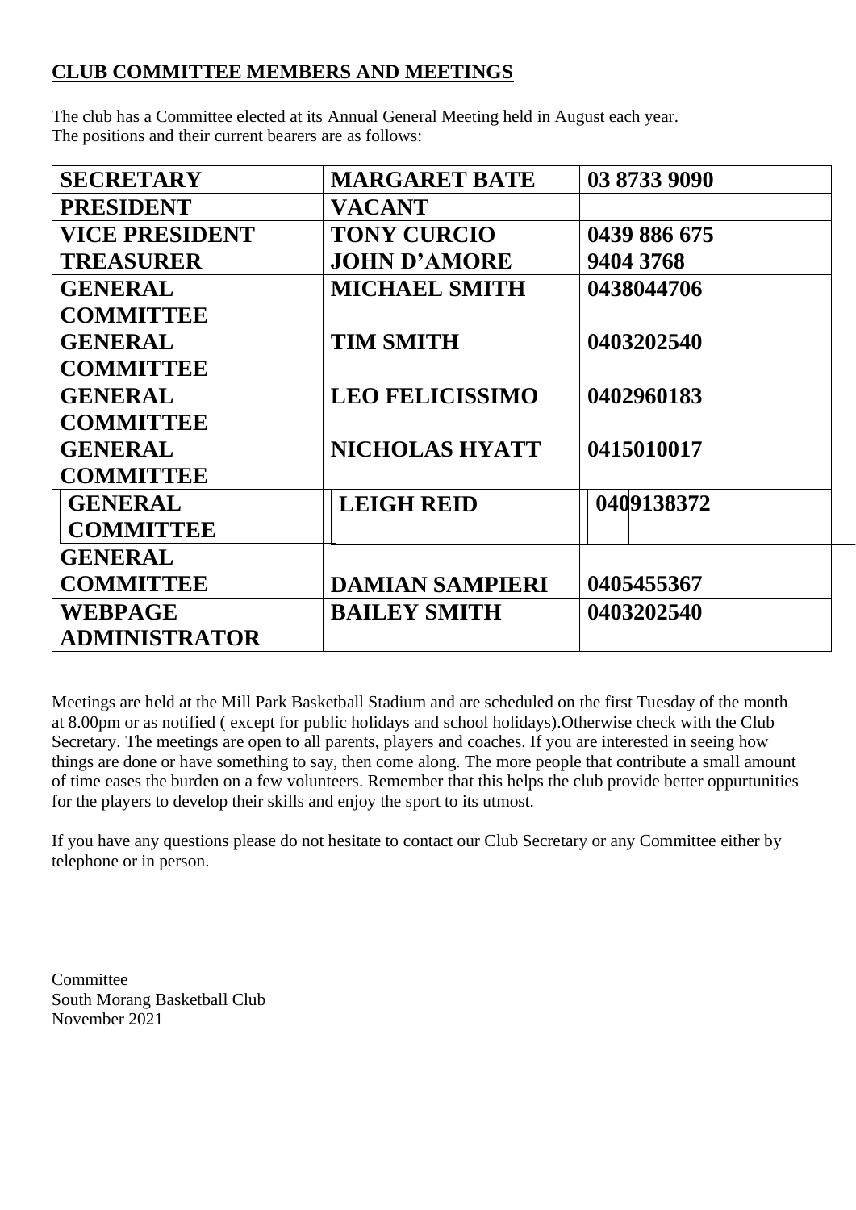## CLUB COMMITTEE MEMBERS AND MEETINGS

The club has a Committee elected at its Annual General Meeting held in August each year.
The positions and their current bearers are as follows:

| SECRETARY | MARGARET BATE | 03 8733 9090 |
|---|---|---|
| PRESIDENT | VACANT | |
| VICE PRESIDENT | TONY CURCIO | 0439 886 675 |
| TREASURER | JOHN D'AMORE | 9404 3768 |
| GENERAL COMMITTEE | MICHAEL SMITH | 0438044706 |
| GENERAL COMMITTEE | TIM SMITH | 0403202540 |
| GENERAL COMMITTEE | LEO FELICISSIMO | 0402960183 |
| GENERAL COMMITTEE | NICHOLAS HYATT | 0415010017 |
| GENERAL COMMITTEE | LEIGH REID | 0409138372 |
| GENERAL COMMITTEE | DAMIAN SAMPIERI | 0405455367 |
| WEBPAGE ADMINISTRATOR | BAILEY SMITH | 0403202540 |

Meetings are held at the Mill Park Basketball Stadium and are scheduled on the first Tuesday of the month at 8.00pm or as notified ( except for public holidays and school holidays).Otherwise check with the Club Secretary. The meetings are open to all parents, players and coaches. If you are interested in seeing how things are done or have something to say, then come along. The more people that contribute a small amount of time eases the burden on a few volunteers. Remember that this helps the club provide better oppurtunities for the players to develop their skills and enjoy the sport to its utmost.

If you have any questions please do not hesitate to contact our Club Secretary or any Committee either by telephone or in person.

Committee
South Morang Basketball Club
November 2021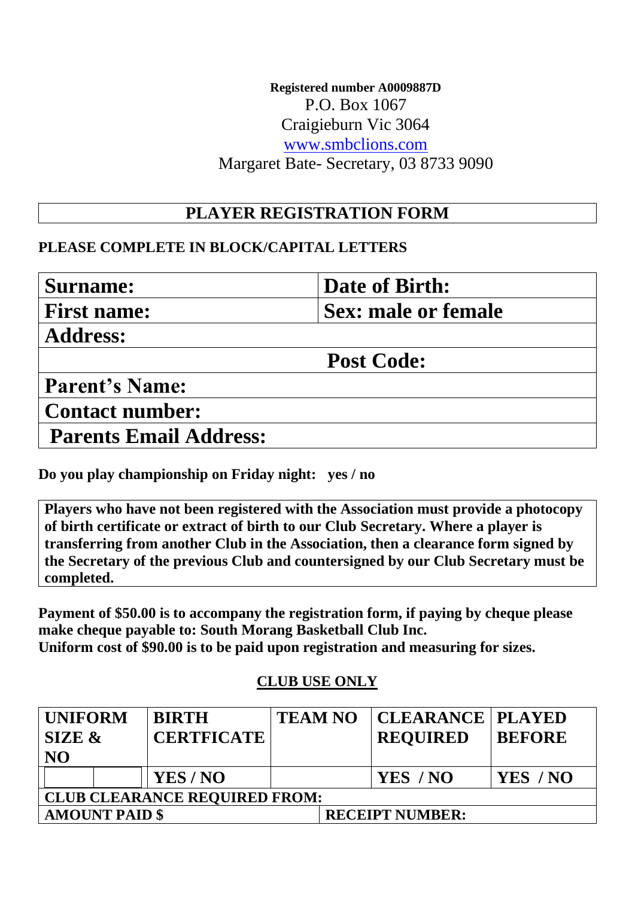**Registered number A0009887D**
P.O. Box 1067
Craigieburn Vic 3064
www.smbclions.com
Margaret Bate- Secretary, 03 8733 9090

# PLAYER REGISTRATION FORM

**PLEASE COMPLETE IN BLOCK/CAPITAL LETTERS**

| | |
|---|---|
| **Surname:** | **Date of Birth:** |
| **First name:** | **Sex: male or female** |
| **Address:** | |
| | **Post Code:** |
| **Parent's Name:** | |
| **Contact number:** | |
| **Parents Email Address:** | |

**Do you play championship on Friday night: yes / no**

**Players who have not been registered with the Association must provide a photocopy of birth certificate or extract of birth to our Club Secretary. Where a player is transferring from another Club in the Association, then a clearance form signed by the Secretary of the previous Club and countersigned by our Club Secretary must be completed.**

**Payment of $50.00 is to accompany the registration form, if paying by cheque please make cheque payable to: South Morang Basketball Club Inc.**
**Uniform cost of $90.00 is to be paid upon registration and measuring for sizes.**

## CLUB USE ONLY

| UNIFORM SIZE & NO | | BIRTH CERTFICATE | TEAM NO | CLEARANCE REQUIRED | PLAYED BEFORE |
|---|---|---|---|---|---|
| | | YES / NO | | YES / NO | YES / NO |
| **CLUB CLEARANCE REQUIRED FROM:** | | | | | |
| **AMOUNT PAID $** | | | **RECEIPT NUMBER:** | | |